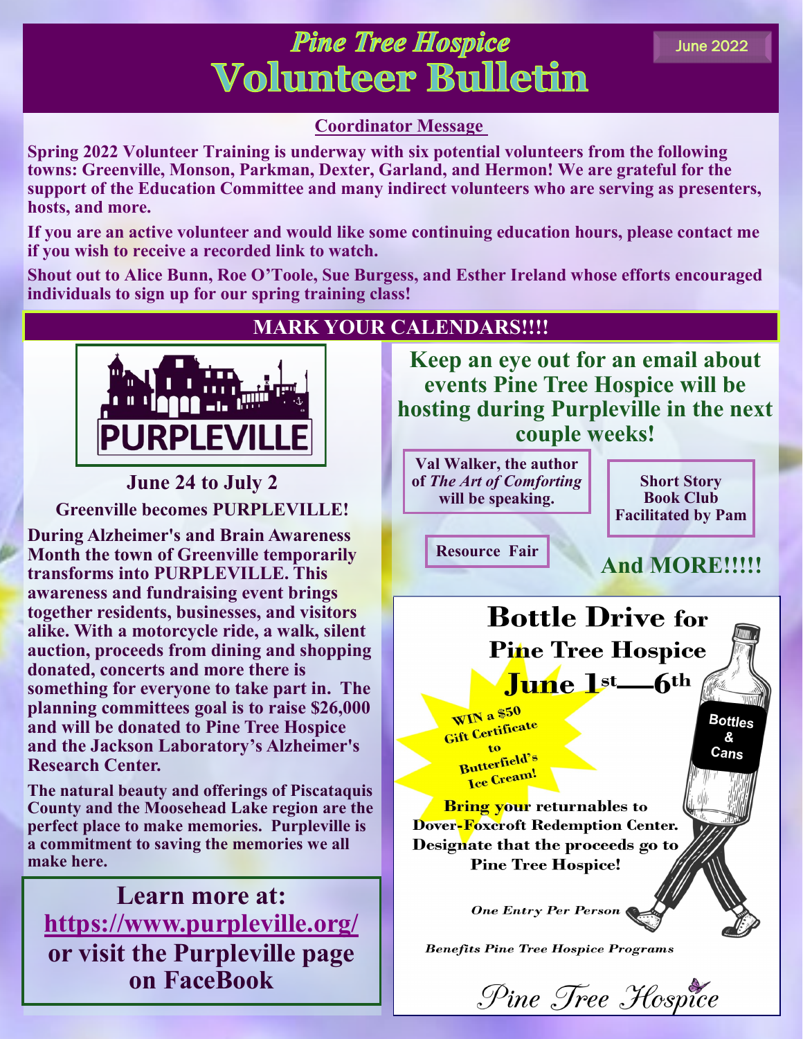# *Pine Tree Hospice*
# Volunteer Bulletin

June 2022

## Coordinator Message

**Spring 2022 Volunteer Training is underway with six potential volunteers from the following towns: Greenville, Monson, Parkman, Dexter, Garland, and Hermon! We are grateful for the support of the Education Committee and many indirect volunteers who are serving as presenters, hosts, and more.**

**If you are an active volunteer and would like some continuing education hours, please contact me if you wish to receive a recorded link to watch.**

**Shout out to Alice Bunn, Roe O'Toole, Sue Burgess, and Esther Ireland whose efforts encouraged individuals to sign up for our spring training class!**

## MARK YOUR CALENDARS!!!!

PURPLEVILLE

### June 24 to July 2

**Greenville becomes PURPLEVILLE!**

**During Alzheimer's and Brain Awareness Month the town of Greenville temporarily transforms into PURPLEVILLE. This awareness and fundraising event brings together residents, businesses, and visitors alike. With a motorcycle ride, a walk, silent auction, proceeds from dining and shopping donated, concerts and more there is something for everyone to take part in. The planning committees goal is to raise $26,000 and will be donated to Pine Tree Hospice and the Jackson Laboratory's Alzheimer's Research Center.**

**The natural beauty and offerings of Piscataquis County and the Moosehead Lake region are the perfect place to make memories. Purpleville is a commitment to saving the memories we all make here.**

**Learn more at: https://www.purpleville.org/ or visit the Purpleville page on FaceBook**

**Keep an eye out for an email about events Pine Tree Hospice will be hosting during Purpleville in the next couple weeks!**

- **Val Walker, the author of *The Art of Comforting* will be speaking.**
- **Short Story Book Club Facilitated by Pam**
- **Resource Fair**

**And MORE!!!!!**

## Bottle Drive for Pine Tree Hospice

### June 1st—6th

**WIN a $50 Gift Certificate to Butterfield's Ice Cream!**

Bottles & Cans

**Bring your returnables to Dover-Foxcroft Redemption Center. Designate that the proceeds go to Pine Tree Hospice!**

***One Entry Per Person***

***Benefits Pine Tree Hospice Programs***

*Pine Tree Hospice*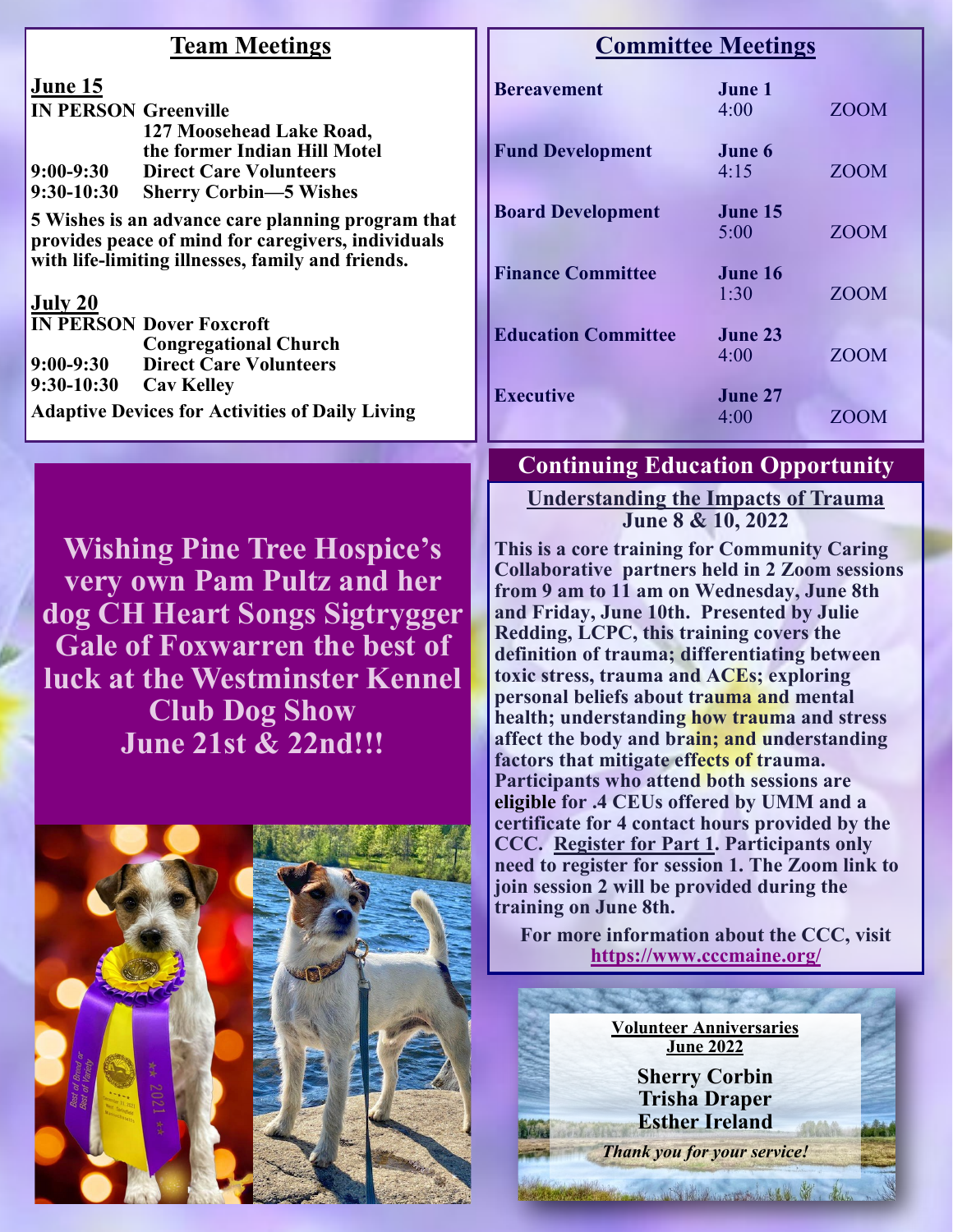## Team Meetings

**June 15**

**IN PERSON Greenville**
**127 Moosehead Lake Road, the former Indian Hill Motel**

**9:00-9:30 Direct Care Volunteers**
**9:30-10:30 Sherry Corbin—5 Wishes**

**5 Wishes is an advance care planning program that provides peace of mind for caregivers, individuals with life-limiting illnesses, family and friends.**

**July 20**

**IN PERSON Dover Foxcroft Congregational Church**

**9:00-9:30 Direct Care Volunteers**
**9:30-10:30 Cav Kelley**

**Adaptive Devices for Activities of Daily Living**

## Committee Meetings

| | | |
|---|---|---|
| **Bereavement** | **June 1** 4:00 | ZOOM |
| **Fund Development** | **June 6** 4:15 | ZOOM |
| **Board Development** | **June 15** 5:00 | ZOOM |
| **Finance Committee** | **June 16** 1:30 | ZOOM |
| **Education Committee** | **June 23** 4:00 | ZOOM |
| **Executive** | **June 27** 4:00 | ZOOM |

**Wishing Pine Tree Hospice's very own Pam Pultz and her dog CH Heart Songs Sigtrygger Gale of Foxwarren the best of luck at the Westminster Kennel Club Dog Show June 21st & 22nd!!!**

## Continuing Education Opportunity

**Understanding the Impacts of Trauma**
**June 8 & 10, 2022**

**This is a core training for Community Caring Collaborative partners held in 2 Zoom sessions from 9 am to 11 am on Wednesday, June 8th and Friday, June 10th. Presented by Julie Redding, LCPC, this training covers the definition of trauma; differentiating between toxic stress, trauma and ACEs; exploring personal beliefs about trauma and mental health; understanding how trauma and stress affect the body and brain; and understanding factors that mitigate effects of trauma. Participants who attend both sessions are eligible for .4 CEUs offered by UMM and a certificate for 4 contact hours provided by the CCC. Register for Part 1. Participants only need to register for session 1. The Zoom link to join session 2 will be provided during the training on June 8th.**

**For more information about the CCC, visit https://www.cccmaine.org/**

**Volunteer Anniversaries**
**June 2022**

**Sherry Corbin**
**Trisha Draper**
**Esther Ireland**

***Thank you for your service!***